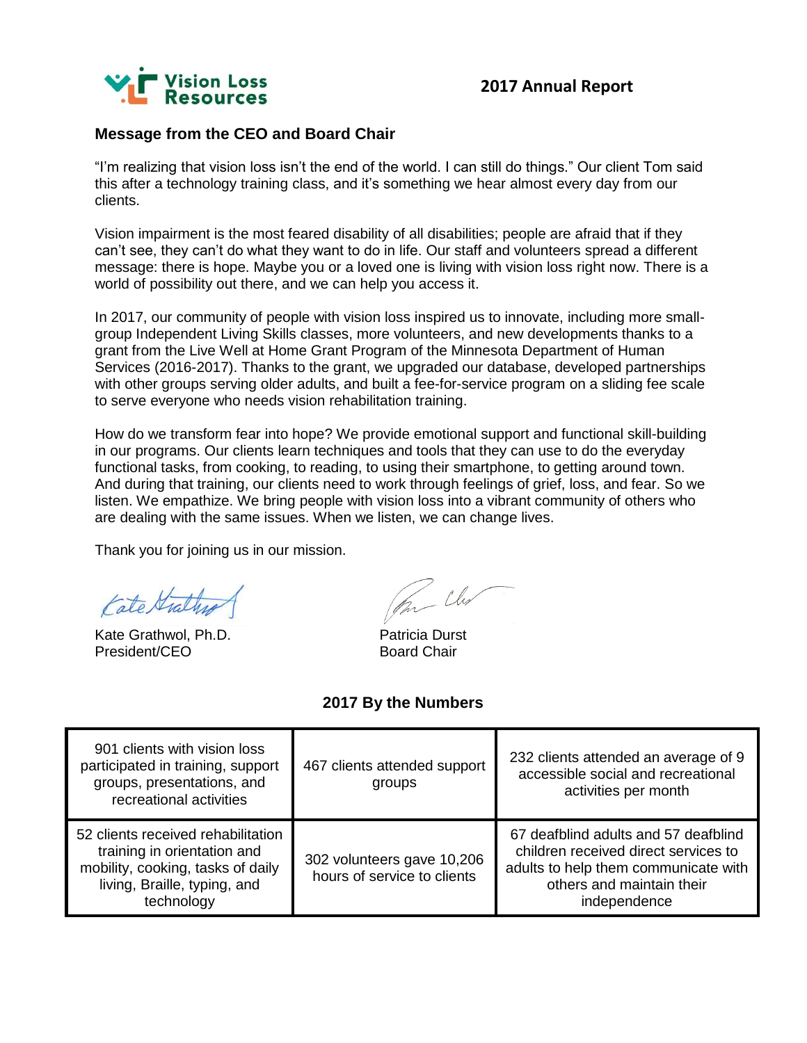Vision Loss Resources

# 2017 Annual Report

## Message from the CEO and Board Chair

"I'm realizing that vision loss isn't the end of the world. I can still do things." Our client Tom said this after a technology training class, and it's something we hear almost every day from our clients.

Vision impairment is the most feared disability of all disabilities; people are afraid that if they can't see, they can't do what they want to do in life. Our staff and volunteers spread a different message: there is hope. Maybe you or a loved one is living with vision loss right now. There is a world of possibility out there, and we can help you access it.

In 2017, our community of people with vision loss inspired us to innovate, including more small-group Independent Living Skills classes, more volunteers, and new developments thanks to a grant from the Live Well at Home Grant Program of the Minnesota Department of Human Services (2016-2017). Thanks to the grant, we upgraded our database, developed partnerships with other groups serving older adults, and built a fee-for-service program on a sliding fee scale to serve everyone who needs vision rehabilitation training.

How do we transform fear into hope? We provide emotional support and functional skill-building in our programs. Our clients learn techniques and tools that they can use to do the everyday functional tasks, from cooking, to reading, to using their smartphone, to getting around town. And during that training, our clients need to work through feelings of grief, loss, and fear. So we listen. We empathize. We bring people with vision loss into a vibrant community of others who are dealing with the same issues. When we listen, we can change lives.

Thank you for joining us in our mission.

Kate Grathwol, Ph.D.
President/CEO

Patricia Durst
Board Chair

## 2017 By the Numbers

| | | |
|---|---|---|
| 901 clients with vision loss participated in training, support groups, presentations, and recreational activities | 467 clients attended support groups | 232 clients attended an average of 9 accessible social and recreational activities per month |
| 52 clients received rehabilitation training in orientation and mobility, cooking, tasks of daily living, Braille, typing, and technology | 302 volunteers gave 10,206 hours of service to clients | 67 deafblind adults and 57 deafblind children received direct services to adults to help them communicate with others and maintain their independence |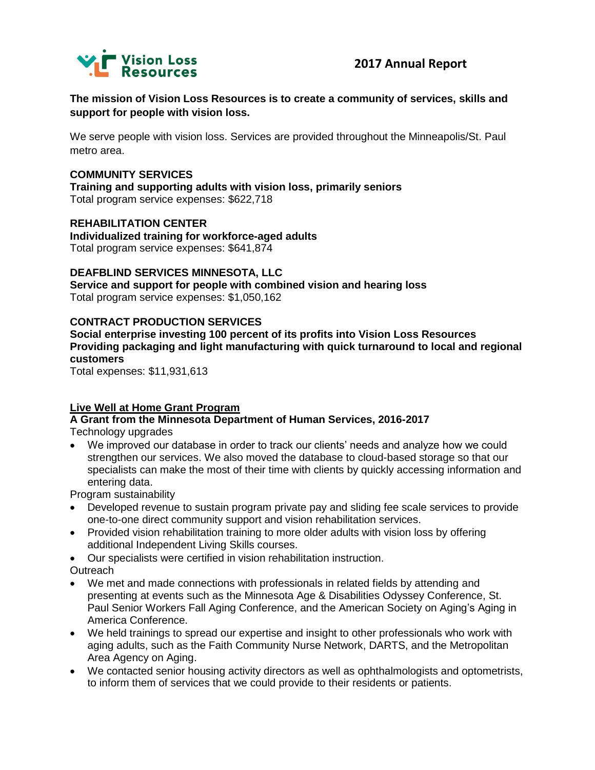**Vision Loss Resources**

## 2017 Annual Report

**The mission of Vision Loss Resources is to create a community of services, skills and support for people with vision loss.**

We serve people with vision loss. Services are provided throughout the Minneapolis/St. Paul metro area.

**COMMUNITY SERVICES**
**Training and supporting adults with vision loss, primarily seniors**
Total program service expenses: $622,718

**REHABILITATION CENTER**
**Individualized training for workforce-aged adults**
Total program service expenses: $641,874

**DEAFBLIND SERVICES MINNESOTA, LLC**
**Service and support for people with combined vision and hearing loss**
Total program service expenses: $1,050,162

**CONTRACT PRODUCTION SERVICES**
**Social enterprise investing 100 percent of its profits into Vision Loss Resources**
**Providing packaging and light manufacturing with quick turnaround to local and regional customers**
Total expenses: $11,931,613

**Live Well at Home Grant Program**

**A Grant from the Minnesota Department of Human Services, 2016-2017**

Technology upgrades

- We improved our database in order to track our clients' needs and analyze how we could strengthen our services. We also moved the database to cloud-based storage so that our specialists can make the most of their time with clients by quickly accessing information and entering data.

Program sustainability

- Developed revenue to sustain program private pay and sliding fee scale services to provide one-to-one direct community support and vision rehabilitation services.
- Provided vision rehabilitation training to more older adults with vision loss by offering additional Independent Living Skills courses.
- Our specialists were certified in vision rehabilitation instruction.

Outreach

- We met and made connections with professionals in related fields by attending and presenting at events such as the Minnesota Age & Disabilities Odyssey Conference, St. Paul Senior Workers Fall Aging Conference, and the American Society on Aging's Aging in America Conference.
- We held trainings to spread our expertise and insight to other professionals who work with aging adults, such as the Faith Community Nurse Network, DARTS, and the Metropolitan Area Agency on Aging.
- We contacted senior housing activity directors as well as ophthalmologists and optometrists, to inform them of services that we could provide to their residents or patients.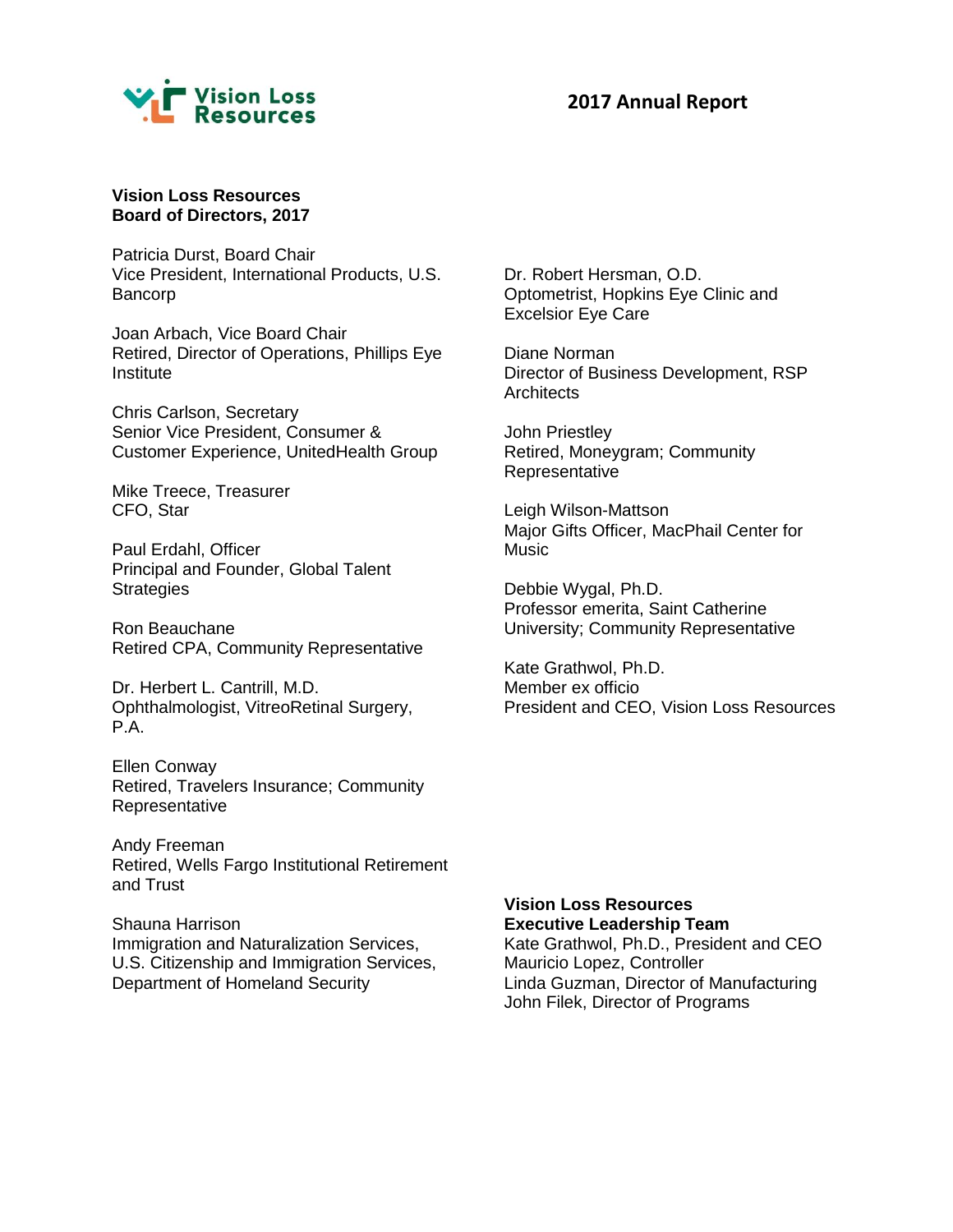2017 Annual Report

**Vision Loss Resources**
**Board of Directors, 2017**

Patricia Durst, Board Chair
Vice President, International Products, U.S. Bancorp

Joan Arbach, Vice Board Chair
Retired, Director of Operations, Phillips Eye Institute

Chris Carlson, Secretary
Senior Vice President, Consumer & Customer Experience, UnitedHealth Group

Mike Treece, Treasurer
CFO, Star

Paul Erdahl, Officer
Principal and Founder, Global Talent Strategies

Ron Beauchane
Retired CPA, Community Representative

Dr. Herbert L. Cantrill, M.D.
Ophthalmologist, VitreoRetinal Surgery, P.A.

Ellen Conway
Retired, Travelers Insurance; Community Representative

Andy Freeman
Retired, Wells Fargo Institutional Retirement and Trust

Shauna Harrison
Immigration and Naturalization Services, U.S. Citizenship and Immigration Services, Department of Homeland Security

Dr. Robert Hersman, O.D.
Optometrist, Hopkins Eye Clinic and Excelsior Eye Care

Diane Norman
Director of Business Development, RSP Architects

John Priestley
Retired, Moneygram; Community Representative

Leigh Wilson-Mattson
Major Gifts Officer, MacPhail Center for Music

Debbie Wygal, Ph.D.
Professor emerita, Saint Catherine University; Community Representative

Kate Grathwol, Ph.D.
Member ex officio
President and CEO, Vision Loss Resources

**Vision Loss Resources**
**Executive Leadership Team**

Kate Grathwol, Ph.D., President and CEO
Mauricio Lopez, Controller
Linda Guzman, Director of Manufacturing
John Filek, Director of Programs